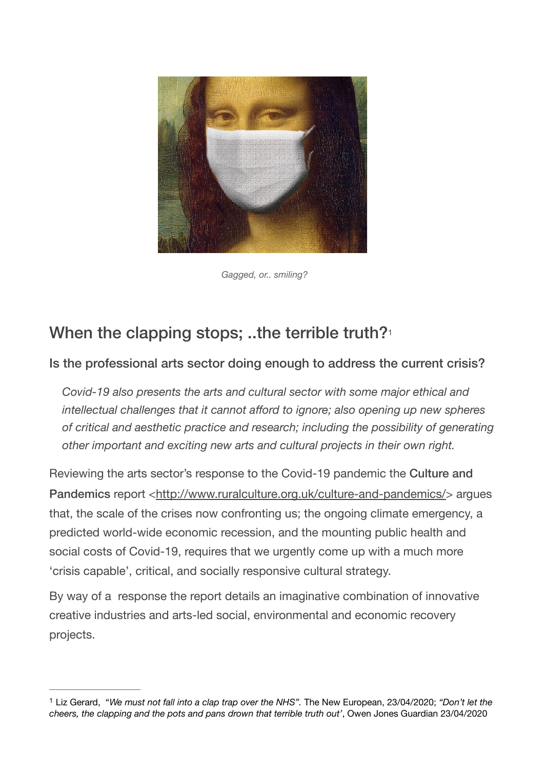*Gagged, or.. smiling?*

## When the clapping stops; ..the terrible truth?[1]

### Is the professional arts sector doing enough to address the current crisis?

> *Covid-19 also presents the arts and cultural sector with some major ethical and intellectual challenges that it cannot afford to ignore; also opening up new spheres of critical and aesthetic practice and research; including the possibility of generating other important and exciting new arts and cultural projects in their own right.*

Reviewing the arts sector's response to the Covid-19 pandemic the **Culture and Pandemics** report <http://www.ruralculture.org.uk/culture-and-pandemics/> argues that, the scale of the crises now confronting us; the ongoing climate emergency, a predicted world-wide economic recession, and the mounting public health and social costs of Covid-19, requires that we urgently come up with a much more 'crisis capable', critical, and socially responsive cultural strategy.

By way of a response the report details an imaginative combination of innovative creative industries and arts-led social, environmental and economic recovery projects.

---

[1] Liz Gerard, "*We must not fall into a clap trap over the NHS".* The New European, 23/04/2020; *"Don't let the cheers, the clapping and the pots and pans drown that terrible truth out'*, Owen Jones Guardian 23/04/2020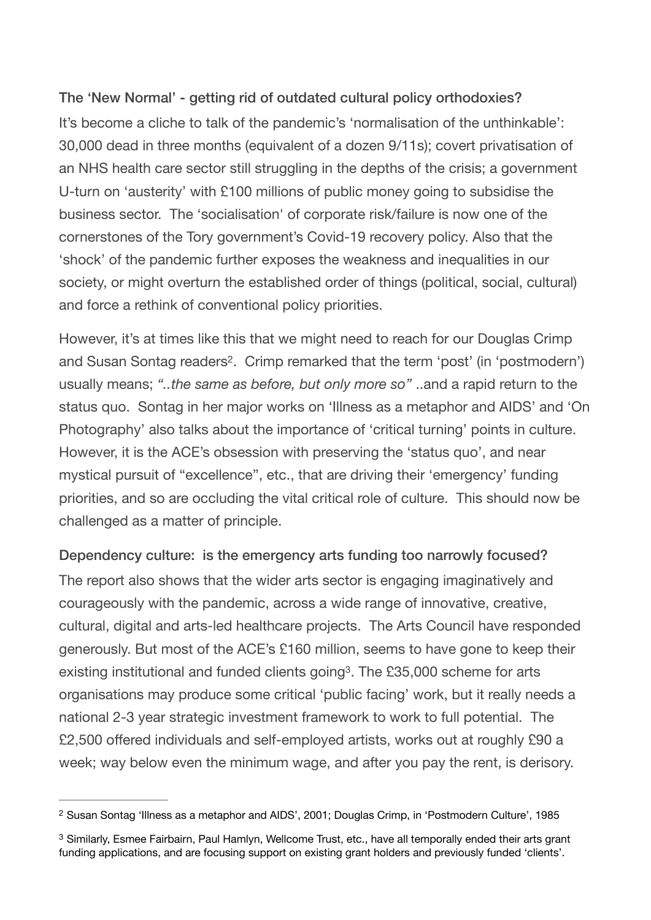### The 'New Normal' - getting rid of outdated cultural policy orthodoxies?

It's become a cliche to talk of the pandemic's 'normalisation of the unthinkable': 30,000 dead in three months (equivalent of a dozen 9/11s); covert privatisation of an NHS health care sector still struggling in the depths of the crisis; a government U-turn on 'austerity' with £100 millions of public money going to subsidise the business sector. The 'socialisation' of corporate risk/failure is now one of the cornerstones of the Tory government's Covid-19 recovery policy. Also that the 'shock' of the pandemic further exposes the weakness and inequalities in our society, or might overturn the established order of things (political, social, cultural) and force a rethink of conventional policy priorities.

However, it's at times like this that we might need to reach for our Douglas Crimp and Susan Sontag readers[2]. Crimp remarked that the term 'post' (in 'postmodern') usually means; *"..the same as before, but only more so"* ..and a rapid return to the status quo. Sontag in her major works on 'Illness as a metaphor and AIDS' and 'On Photography' also talks about the importance of 'critical turning' points in culture. However, it is the ACE's obsession with preserving the 'status quo', and near mystical pursuit of "excellence", etc., that are driving their 'emergency' funding priorities, and so are occluding the vital critical role of culture. This should now be challenged as a matter of principle.

### Dependency culture: is the emergency arts funding too narrowly focused?

The report also shows that the wider arts sector is engaging imaginatively and courageously with the pandemic, across a wide range of innovative, creative, cultural, digital and arts-led healthcare projects. The Arts Council have responded generously. But most of the ACE's £160 million, seems to have gone to keep their existing institutional and funded clients going[3]. The £35,000 scheme for arts organisations may produce some critical 'public facing' work, but it really needs a national 2-3 year strategic investment framework to work to full potential. The £2,500 offered individuals and self-employed artists, works out at roughly £90 a week; way below even the minimum wage, and after you pay the rent, is derisory.

---

[2] Susan Sontag 'Illness as a metaphor and AIDS', 2001; Douglas Crimp, in 'Postmodern Culture', 1985

[3] Similarly, Esmee Fairbairn, Paul Hamlyn, Wellcome Trust, etc., have all temporally ended their arts grant funding applications, and are focusing support on existing grant holders and previously funded 'clients'.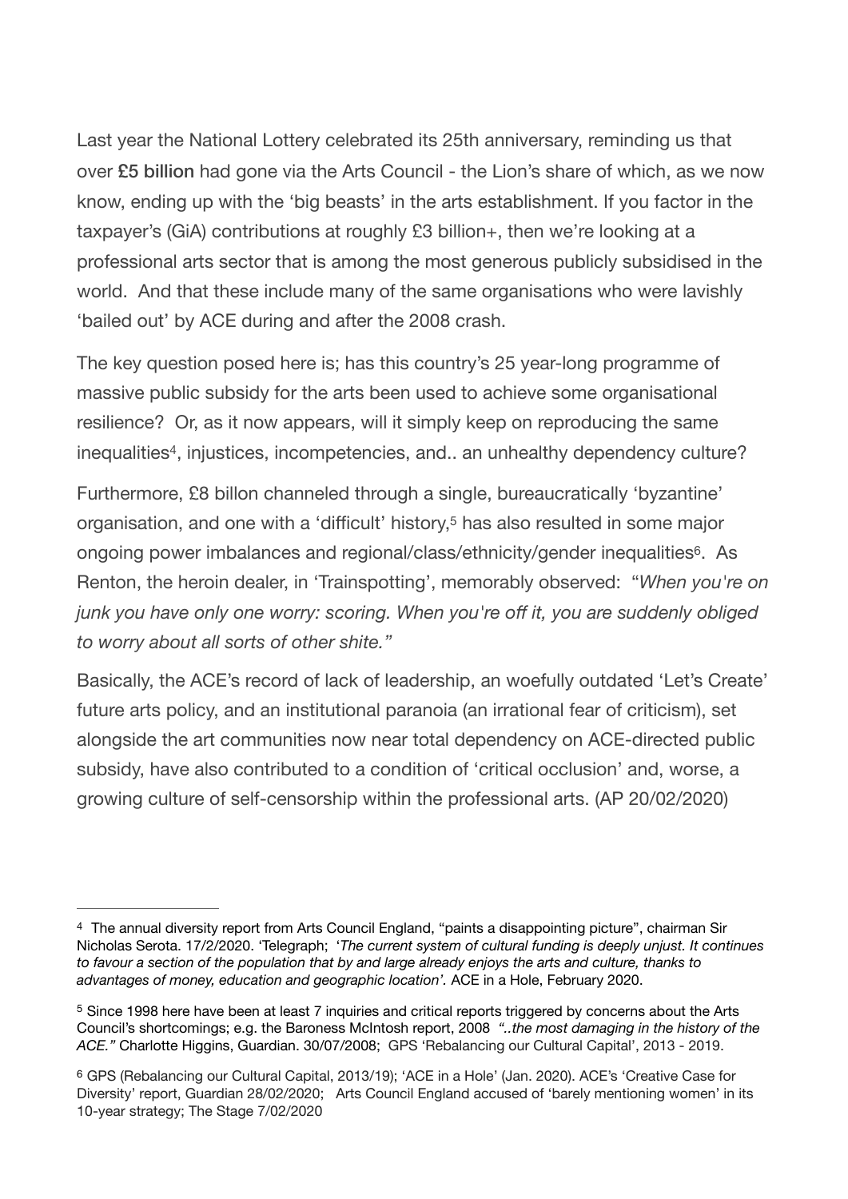Last year the National Lottery celebrated its 25th anniversary, reminding us that over £5 billion had gone via the Arts Council - the Lion's share of which, as we now know, ending up with the 'big beasts' in the arts establishment. If you factor in the taxpayer's (GiA) contributions at roughly £3 billion+, then we're looking at a professional arts sector that is among the most generous publicly subsidised in the world. And that these include many of the same organisations who were lavishly 'bailed out' by ACE during and after the 2008 crash.

The key question posed here is; has this country's 25 year-long programme of massive public subsidy for the arts been used to achieve some organisational resilience? Or, as it now appears, will it simply keep on reproducing the same inequalities[4], injustices, incompetencies, and.. an unhealthy dependency culture?

Furthermore, £8 billon channeled through a single, bureaucratically 'byzantine' organisation, and one with a 'difficult' history,[5] has also resulted in some major ongoing power imbalances and regional/class/ethnicity/gender inequalities[6]. As Renton, the heroin dealer, in 'Trainspotting', memorably observed: "*When you're on junk you have only one worry: scoring. When you're off it, you are suddenly obliged to worry about all sorts of other shite.*"

Basically, the ACE's record of lack of leadership, an woefully outdated 'Let's Create' future arts policy, and an institutional paranoia (an irrational fear of criticism), set alongside the art communities now near total dependency on ACE-directed public subsidy, have also contributed to a condition of 'critical occlusion' and, worse, a growing culture of self-censorship within the professional arts. (AP 20/02/2020)

---

[4] The annual diversity report from Arts Council England, "paints a disappointing picture", chairman Sir Nicholas Serota. 17/2/2020. 'Telegraph; '*The current system of cultural funding is deeply unjust. It continues to favour a section of the population that by and large already enjoys the arts and culture, thanks to advantages of money, education and geographic location'.* ACE in a Hole, February 2020.

[5] Since 1998 here have been at least 7 inquiries and critical reports triggered by concerns about the Arts Council's shortcomings; e.g. the Baroness McIntosh report, 2008 *"..the most damaging in the history of the ACE."* Charlotte Higgins, Guardian. 30/07/2008; GPS 'Rebalancing our Cultural Capital', 2013 - 2019.

[6] GPS (Rebalancing our Cultural Capital, 2013/19); 'ACE in a Hole' (Jan. 2020). ACE's 'Creative Case for Diversity' report, Guardian 28/02/2020; Arts Council England accused of 'barely mentioning women' in its 10-year strategy; The Stage 7/02/2020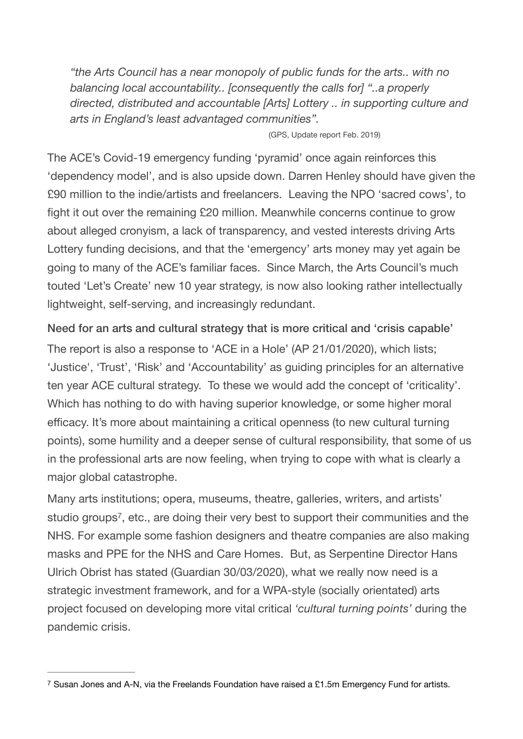> *"the Arts Council has a near monopoly of public funds for the arts.. with no balancing local accountability.. [consequently the calls for] "..a properly directed, distributed and accountable [Arts] Lottery .. in supporting culture and arts in England's least advantaged communities".*
>
> (GPS, Update report Feb. 2019)

The ACE's Covid-19 emergency funding 'pyramid' once again reinforces this 'dependency model', and is also upside down. Darren Henley should have given the £90 million to the indie/artists and freelancers. Leaving the NPO 'sacred cows', to fight it out over the remaining £20 million. Meanwhile concerns continue to grow about alleged cronyism, a lack of transparency, and vested interests driving Arts Lottery funding decisions, and that the 'emergency' arts money may yet again be going to many of the ACE's familiar faces. Since March, the Arts Council's much touted 'Let's Create' new 10 year strategy, is now also looking rather intellectually lightweight, self-serving, and increasingly redundant.

### Need for an arts and cultural strategy that is more critical and 'crisis capable'

The report is also a response to 'ACE in a Hole' (AP 21/01/2020), which lists; 'Justice', 'Trust', 'Risk' and 'Accountability' as guiding principles for an alternative ten year ACE cultural strategy. To these we would add the concept of 'criticality'. Which has nothing to do with having superior knowledge, or some higher moral efficacy. It's more about maintaining a critical openness (to new cultural turning points), some humility and a deeper sense of cultural responsibility, that some of us in the professional arts are now feeling, when trying to cope with what is clearly a major global catastrophe.

Many arts institutions; opera, museums, theatre, galleries, writers, and artists' studio groups[7], etc., are doing their very best to support their communities and the NHS. For example some fashion designers and theatre companies are also making masks and PPE for the NHS and Care Homes. But, as Serpentine Director Hans Ulrich Obrist has stated (Guardian 30/03/2020), what we really now need is a strategic investment framework, and for a WPA-style (socially orientated) arts project focused on developing more vital critical *'cultural turning points'* during the pandemic crisis.

---

[7] Susan Jones and A-N, via the Freelands Foundation have raised a £1.5m Emergency Fund for artists.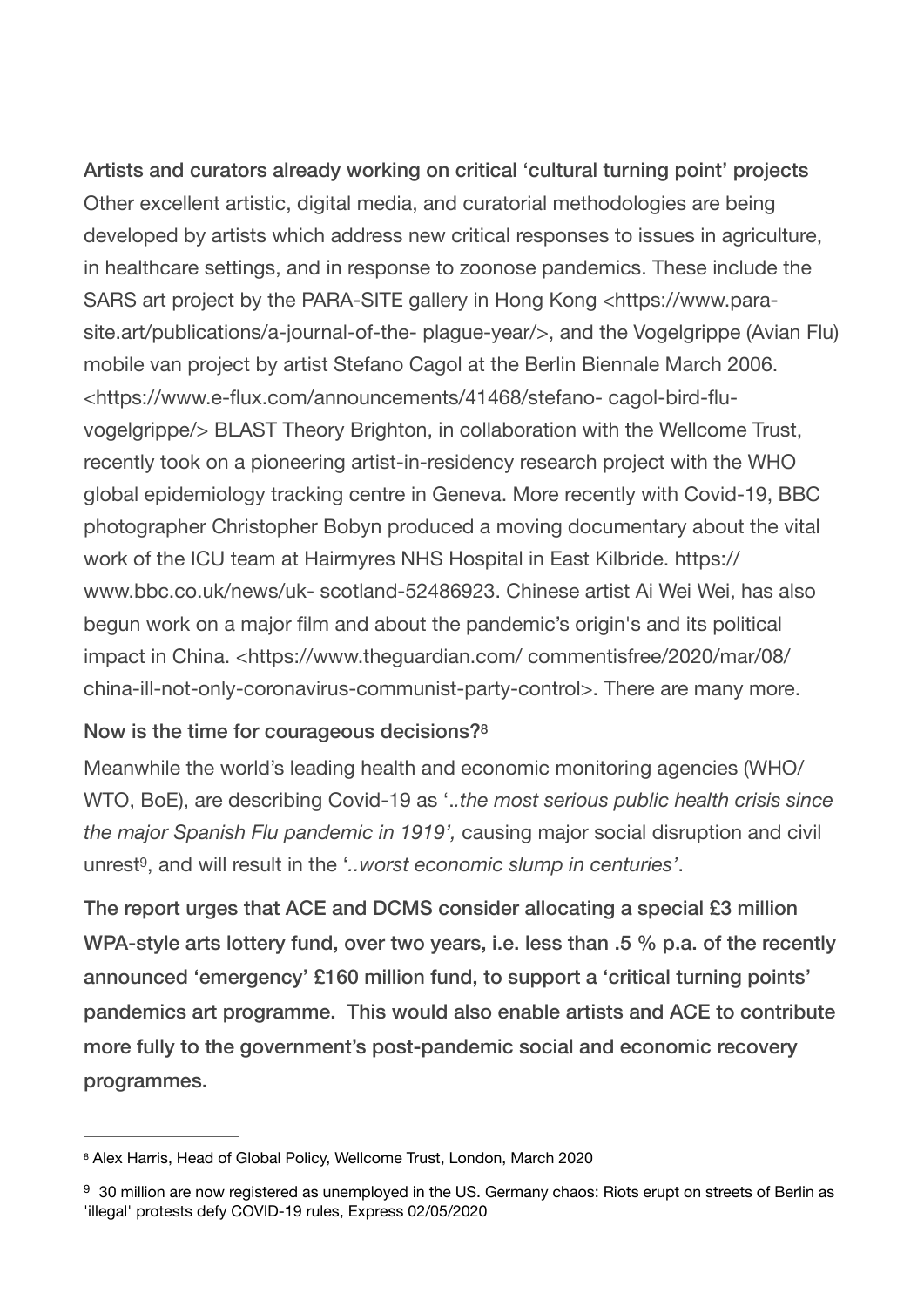**Artists and curators already working on critical 'cultural turning point' projects**

Other excellent artistic, digital media, and curatorial methodologies are being developed by artists which address new critical responses to issues in agriculture, in healthcare settings, and in response to zoonose pandemics. These include the SARS art project by the PARA-SITE gallery in Hong Kong <https://www.para-site.art/publications/a-journal-of-the- plague-year/>, and the Vogelgrippe (Avian Flu) mobile van project by artist Stefano Cagol at the Berlin Biennale March 2006. <https://www.e-flux.com/announcements/41468/stefano- cagol-bird-flu-vogelgrippe/> BLAST Theory Brighton, in collaboration with the Wellcome Trust, recently took on a pioneering artist-in-residency research project with the WHO global epidemiology tracking centre in Geneva. More recently with Covid-19, BBC photographer Christopher Bobyn produced a moving documentary about the vital work of the ICU team at Hairmyres NHS Hospital in East Kilbride. https://www.bbc.co.uk/news/uk- scotland-52486923. Chinese artist Ai Wei Wei, has also begun work on a major film and about the pandemic's origin's and its political impact in China. <https://www.theguardian.com/ commentisfree/2020/mar/08/ china-ill-not-only-coronavirus-communist-party-control>. There are many more.

**Now is the time for courageous decisions?**[8]

Meanwhile the world's leading health and economic monitoring agencies (WHO/ WTO, BoE), are describing Covid-19 as '..*the most serious public health crisis since the major Spanish Flu pandemic in 1919',* causing major social disruption and civil unrest[9], and will result in the '*..worst economic slump in centuries'*.

**The report urges that ACE and DCMS consider allocating a special £3 million WPA-style arts lottery fund, over two years, i.e. less than .5 % p.a. of the recently announced 'emergency' £160 million fund, to support a 'critical turning points' pandemics art programme. This would also enable artists and ACE to contribute more fully to the government's post-pandemic social and economic recovery programmes.**

---

[8] Alex Harris, Head of Global Policy, Wellcome Trust, London, March 2020

[9] 30 million are now registered as unemployed in the US. Germany chaos: Riots erupt on streets of Berlin as 'illegal' protests defy COVID-19 rules, Express 02/05/2020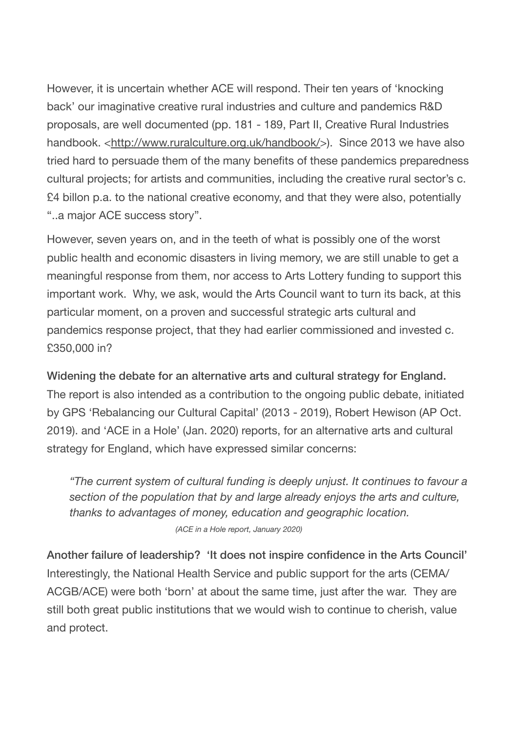However, it is uncertain whether ACE will respond. Their ten years of 'knocking back' our imaginative creative rural industries and culture and pandemics R&D proposals, are well documented (pp. 181 - 189, Part II, Creative Rural Industries handbook. <http://www.ruralculture.org.uk/handbook/>). Since 2013 we have also tried hard to persuade them of the many benefits of these pandemics preparedness cultural projects; for artists and communities, including the creative rural sector's c. £4 billon p.a. to the national creative economy, and that they were also, potentially "..a major ACE success story".

However, seven years on, and in the teeth of what is possibly one of the worst public health and economic disasters in living memory, we are still unable to get a meaningful response from them, nor access to Arts Lottery funding to support this important work. Why, we ask, would the Arts Council want to turn its back, at this particular moment, on a proven and successful strategic arts cultural and pandemics response project, that they had earlier commissioned and invested c. £350,000 in?

**Widening the debate for an alternative arts and cultural strategy for England.**
The report is also intended as a contribution to the ongoing public debate, initiated by GPS 'Rebalancing our Cultural Capital' (2013 - 2019), Robert Hewison (AP Oct. 2019). and 'ACE in a Hole' (Jan. 2020) reports, for an alternative arts and cultural strategy for England, which have expressed similar concerns:

> *"The current system of cultural funding is deeply unjust. It continues to favour a section of the population that by and large already enjoys the arts and culture, thanks to advantages of money, education and geographic location.*
>
> *(ACE in a Hole report, January 2020)*

**Another failure of leadership? 'It does not inspire confidence in the Arts Council'**
Interestingly, the National Health Service and public support for the arts (CEMA/ ACGB/ACE) were both 'born' at about the same time, just after the war. They are still both great public institutions that we would wish to continue to cherish, value and protect.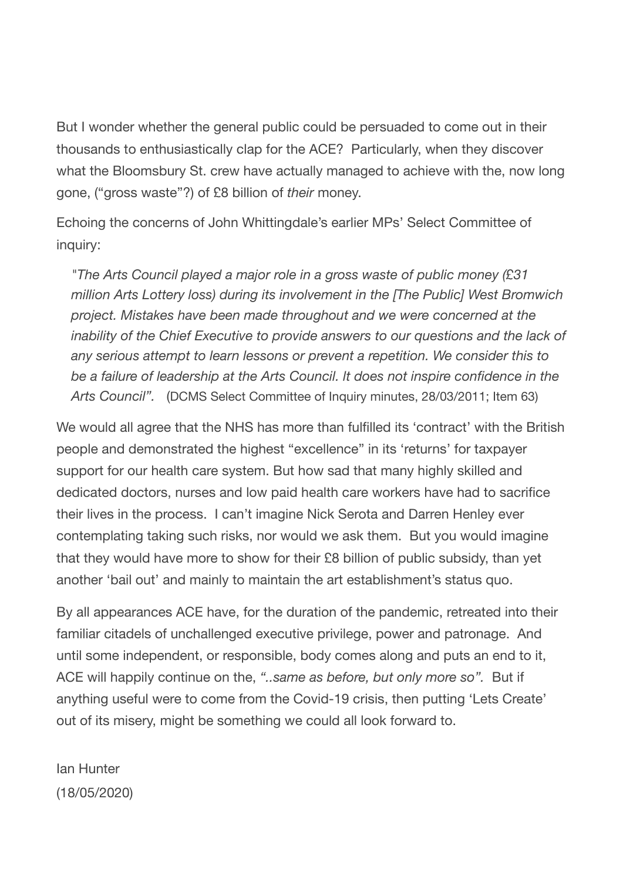But I wonder whether the general public could be persuaded to come out in their thousands to enthusiastically clap for the ACE? Particularly, when they discover what the Bloomsbury St. crew have actually managed to achieve with the, now long gone, ("gross waste"?) of £8 billion of *their* money.

Echoing the concerns of John Whittingdale's earlier MPs' Select Committee of inquiry:

> *"The Arts Council played a major role in a gross waste of public money (£31 million Arts Lottery loss) during its involvement in the [The Public] West Bromwich project. Mistakes have been made throughout and we were concerned at the inability of the Chief Executive to provide answers to our questions and the lack of any serious attempt to learn lessons or prevent a repetition. We consider this to be a failure of leadership at the Arts Council. It does not inspire confidence in the Arts Council".* (DCMS Select Committee of Inquiry minutes, 28/03/2011; Item 63)

We would all agree that the NHS has more than fulfilled its 'contract' with the British people and demonstrated the highest "excellence" in its 'returns' for taxpayer support for our health care system. But how sad that many highly skilled and dedicated doctors, nurses and low paid health care workers have had to sacrifice their lives in the process. I can't imagine Nick Serota and Darren Henley ever contemplating taking such risks, nor would we ask them. But you would imagine that they would have more to show for their £8 billion of public subsidy, than yet another 'bail out' and mainly to maintain the art establishment's status quo.

By all appearances ACE have, for the duration of the pandemic, retreated into their familiar citadels of unchallenged executive privilege, power and patronage. And until some independent, or responsible, body comes along and puts an end to it, ACE will happily continue on the, *"..same as before, but only more so".* But if anything useful were to come from the Covid-19 crisis, then putting 'Lets Create' out of its misery, might be something we could all look forward to.

Ian Hunter
(18/05/2020)